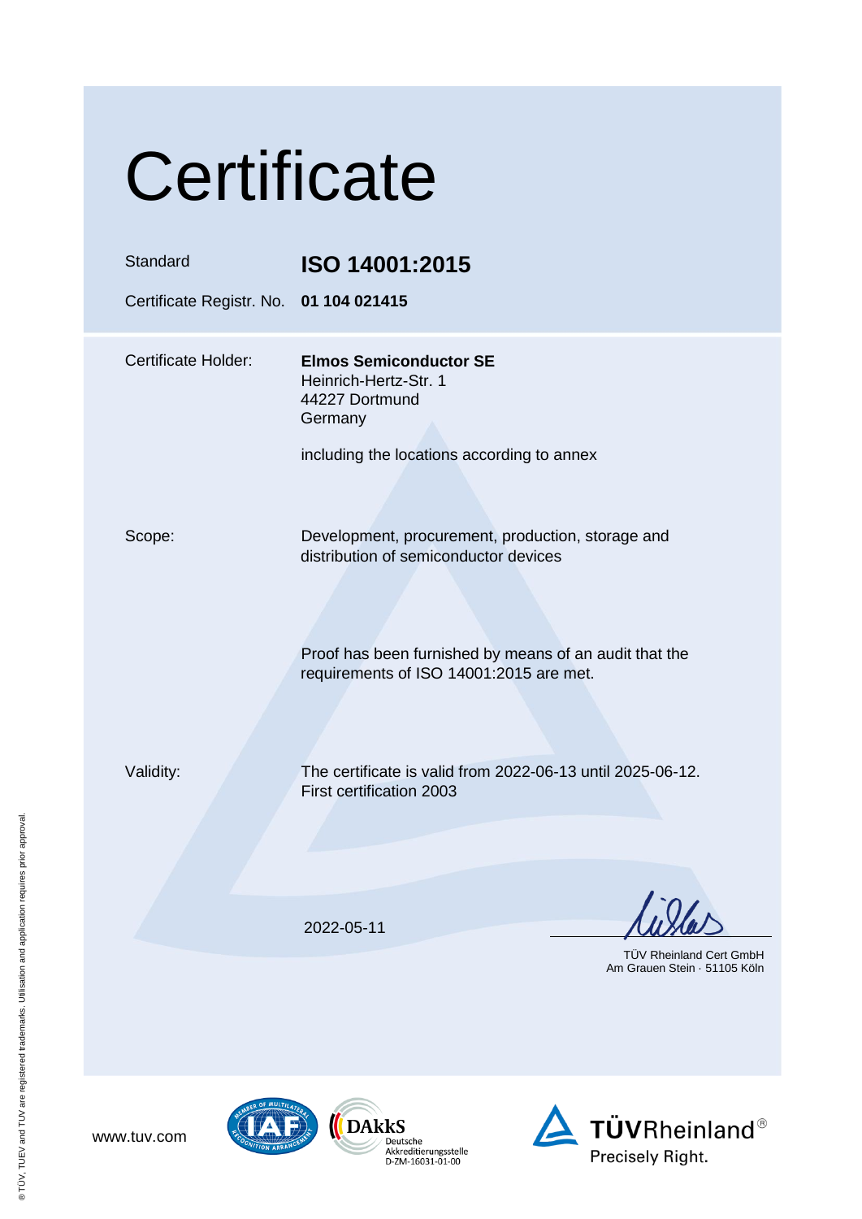# Certificate

| | |
|---|---|
| Standard | **ISO 14001:2015** |
| Certificate Registr. No. | **01 104 021415** |

| | |
|---|---|
| Certificate Holder: | **Elmos Semiconductor SE**<br>Heinrich-Hertz-Str. 1<br>44227 Dortmund<br>Germany<br><br>including the locations according to annex |
| Scope: | Development, procurement, production, storage and distribution of semiconductor devices |
| | Proof has been furnished by means of an audit that the requirements of ISO 14001:2015 are met. |
| Validity: | The certificate is valid from 2022-06-13 until 2025-06-12.<br>First certification 2003 |

2022-05-11

TÜV Rheinland Cert GmbH
Am Grauen Stein · 51105 Köln

www.tuv.com

DAkkS Deutsche Akkreditierungsstelle D-ZM-16031-01-00

TÜVRheinland®
Precisely Right.

® TÜV, TUEV and TUV are registered trademarks. Utilisation and application requires prior approval.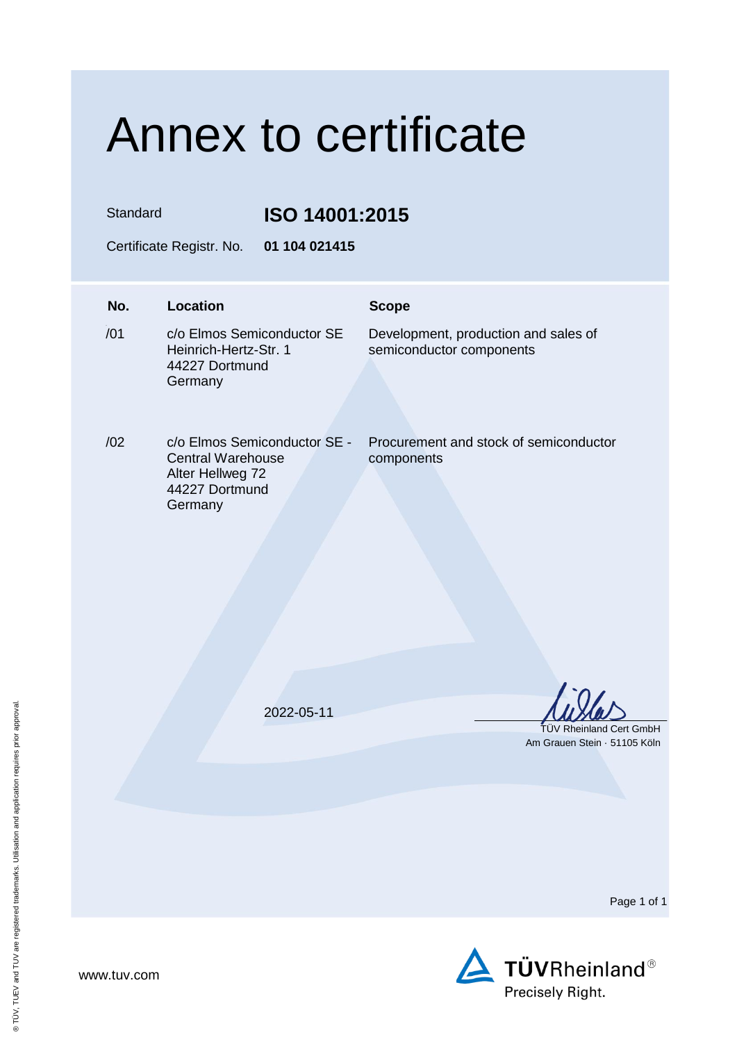# Annex to certificate

Standard **ISO 14001:2015**

Certificate Registr. No. **01 104 021415**

| No. | Location | Scope |
|---|---|---|
| /01 | c/o Elmos Semiconductor SE<br>Heinrich-Hertz-Str. 1<br>44227 Dortmund<br>Germany | Development, production and sales of semiconductor components |
| /02 | c/o Elmos Semiconductor SE - Central Warehouse<br>Alter Hellweg 72<br>44227 Dortmund<br>Germany | Procurement and stock of semiconductor components |

2022-05-11

TÜV Rheinland Cert GmbH
Am Grauen Stein · 51105 Köln

www.tuv.com

TÜVRheinland®
Precisely Right.

® TÜV, TUEV and TUV are registered trademarks. Utilisation and application requires prior approval.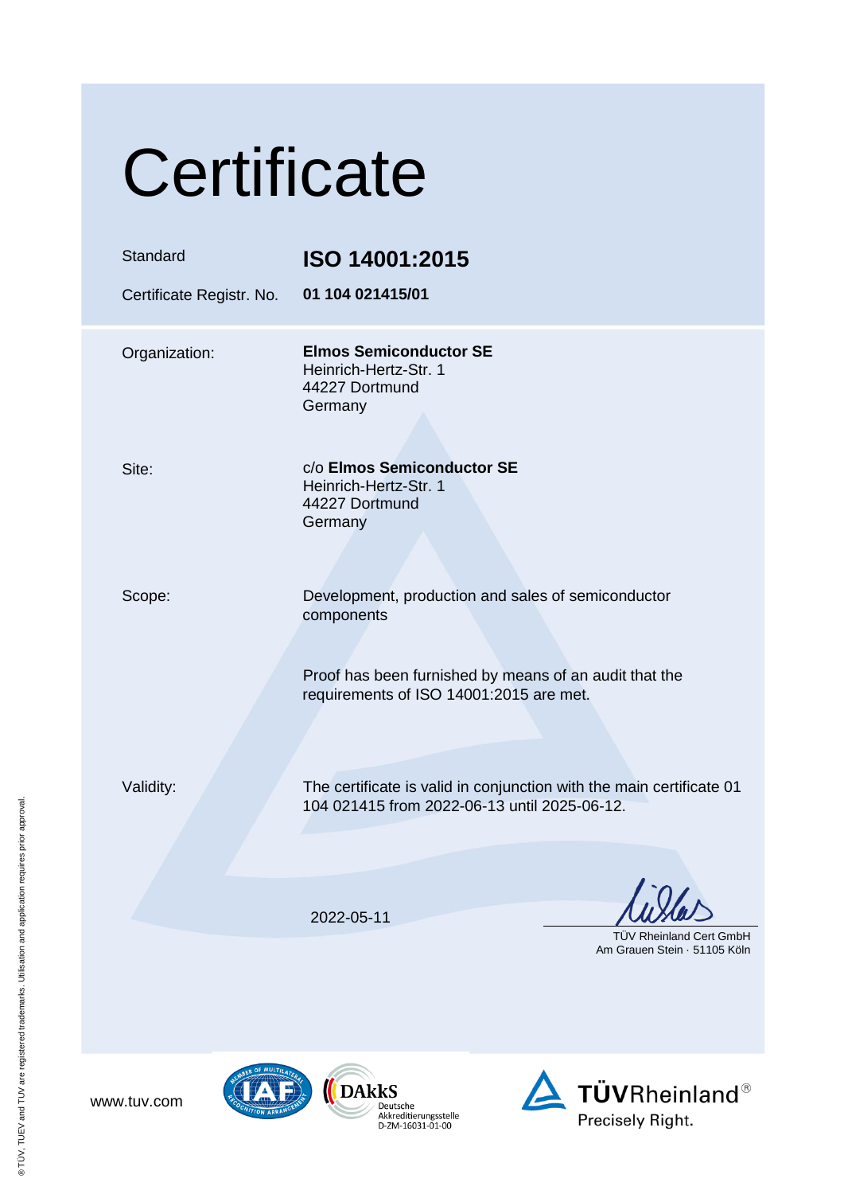# Certificate

| | |
|---|---|
| Standard | **ISO 14001:2015** |
| Certificate Registr. No. | **01 104 021415/01** |

| | |
|---|---|
| Organization: | **Elmos Semiconductor SE**<br>Heinrich-Hertz-Str. 1<br>44227 Dortmund<br>Germany |
| Site: | c/o **Elmos Semiconductor SE**<br>Heinrich-Hertz-Str. 1<br>44227 Dortmund<br>Germany |
| Scope: | Development, production and sales of semiconductor components<br><br>Proof has been furnished by means of an audit that the requirements of ISO 14001:2015 are met. |
| Validity: | The certificate is valid in conjunction with the main certificate 01 104 021415 from 2022-06-13 until 2025-06-12. |

2022-05-11

TÜV Rheinland Cert GmbH
Am Grauen Stein · 51105 Köln

www.tuv.com

DAkkS Deutsche Akkreditierungsstelle D-ZM-16031-01-00

TÜVRheinland®
Precisely Right.

® TÜV, TUEV and TUV are registered trademarks. Utilisation and application requires prior approval.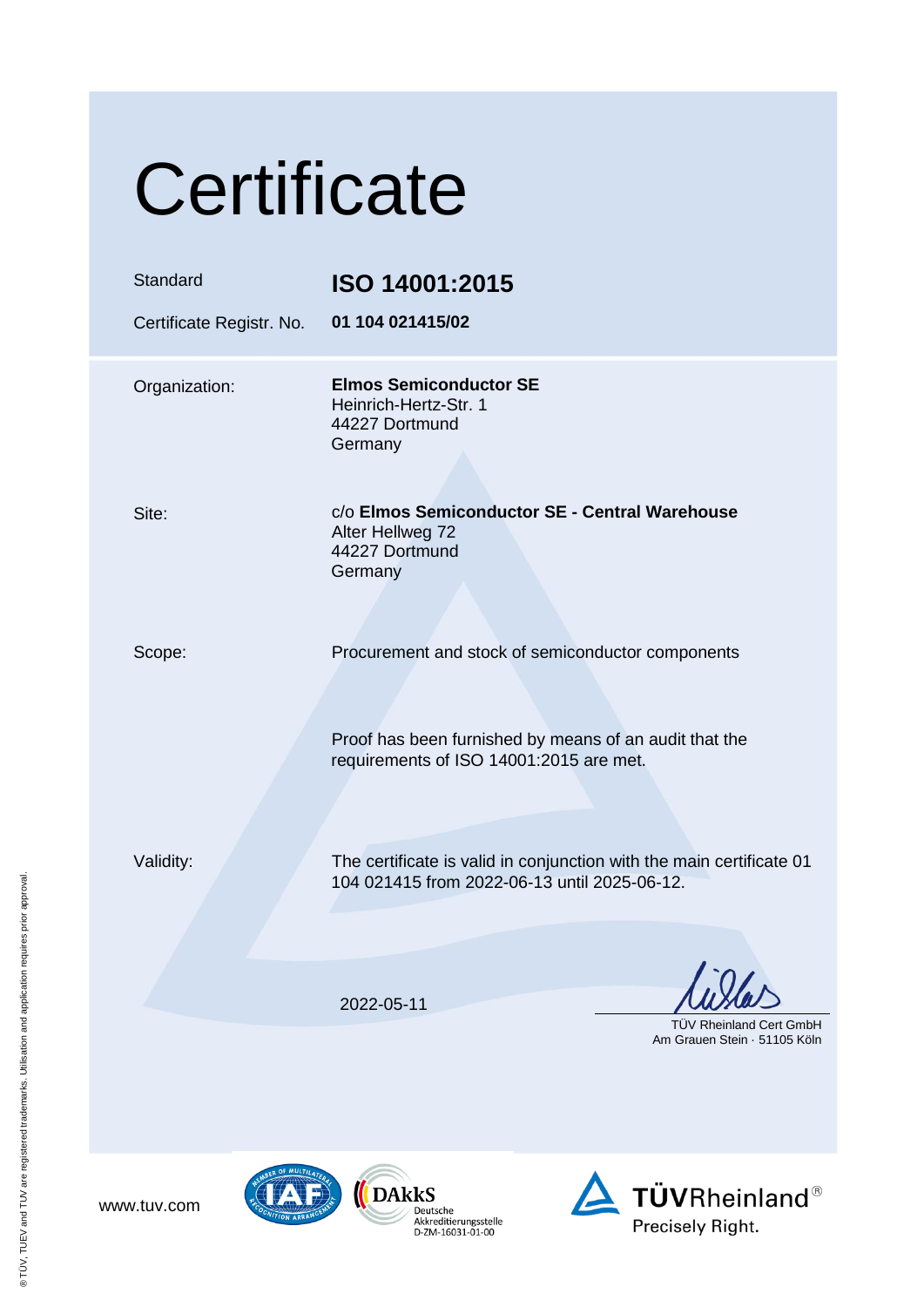# Certificate

| | |
|---|---|
| Standard | **ISO 14001:2015** |
| Certificate Registr. No. | **01 104 021415/02** |

Organization: **Elmos Semiconductor SE**
Heinrich-Hertz-Str. 1
44227 Dortmund
Germany

Site: c/o **Elmos Semiconductor SE - Central Warehouse**
Alter Hellweg 72
44227 Dortmund
Germany

Scope: Procurement and stock of semiconductor components

Proof has been furnished by means of an audit that the requirements of ISO 14001:2015 are met.

Validity: The certificate is valid in conjunction with the main certificate 01 104 021415 from 2022-06-13 until 2025-06-12.

2022-05-11

TÜV Rheinland Cert GmbH
Am Grauen Stein · 51105 Köln

www.tuv.com

DAkkS Deutsche Akkreditierungsstelle D-ZM-16031-01-00

TÜVRheinland® Precisely Right.

® TÜV, TUEV and TUV are registered trademarks. Utilisation and application requires prior approval.